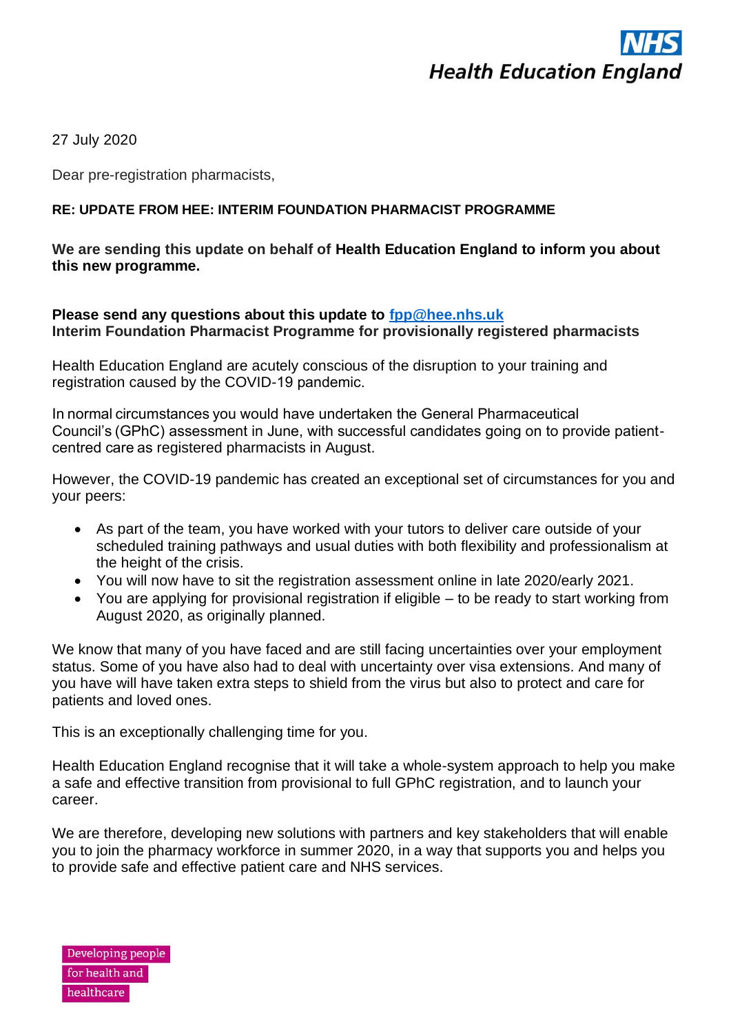27 July 2020

Dear pre-registration pharmacists,

**RE: UPDATE FROM HEE: INTERIM FOUNDATION PHARMACIST PROGRAMME**

**We are sending this update on behalf of Health Education England to inform you about this new programme.**

**Please send any questions about this update to [fpp@hee.nhs.uk](mailto:fpp@hee.nhs.uk)**
**Interim Foundation Pharmacist Programme for provisionally registered pharmacists**

Health Education England are acutely conscious of the disruption to your training and registration caused by the COVID-19 pandemic.

In normal circumstances you would have undertaken the General Pharmaceutical Council's (GPhC) assessment in June, with successful candidates going on to provide patient-centred care as registered pharmacists in August.

However, the COVID-19 pandemic has created an exceptional set of circumstances for you and your peers:

- As part of the team, you have worked with your tutors to deliver care outside of your scheduled training pathways and usual duties with both flexibility and professionalism at the height of the crisis.
- You will now have to sit the registration assessment online in late 2020/early 2021.
- You are applying for provisional registration if eligible – to be ready to start working from August 2020, as originally planned.

We know that many of you have faced and are still facing uncertainties over your employment status. Some of you have also had to deal with uncertainty over visa extensions. And many of you have will have taken extra steps to shield from the virus but also to protect and care for patients and loved ones.

This is an exceptionally challenging time for you.

Health Education England recognise that it will take a whole-system approach to help you make a safe and effective transition from provisional to full GPhC registration, and to launch your career.

We are therefore, developing new solutions with partners and key stakeholders that will enable you to join the pharmacy workforce in summer 2020, in a way that supports you and helps you to provide safe and effective patient care and NHS services.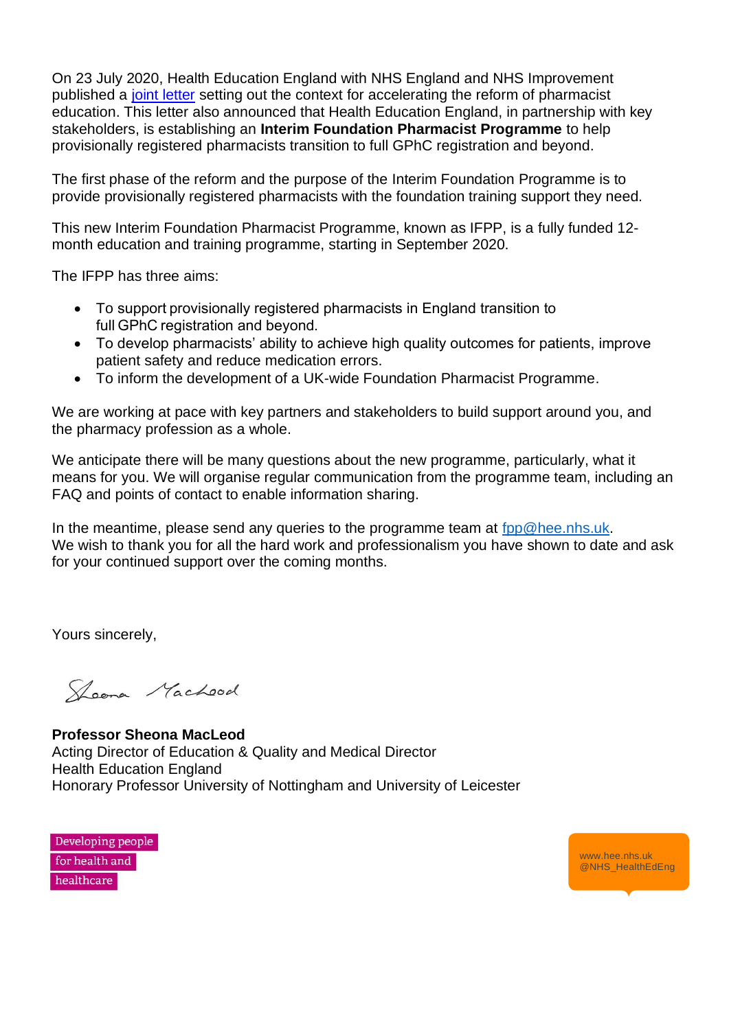On 23 July 2020, Health Education England with NHS England and NHS Improvement published a joint letter setting out the context for accelerating the reform of pharmacist education. This letter also announced that Health Education England, in partnership with key stakeholders, is establishing an **Interim Foundation Pharmacist Programme** to help provisionally registered pharmacists transition to full GPhC registration and beyond.

The first phase of the reform and the purpose of the Interim Foundation Programme is to provide provisionally registered pharmacists with the foundation training support they need.

This new Interim Foundation Pharmacist Programme, known as IFPP, is a fully funded 12-month education and training programme, starting in September 2020.

The IFPP has three aims:

- To support provisionally registered pharmacists in England transition to full GPhC registration and beyond.
- To develop pharmacists' ability to achieve high quality outcomes for patients, improve patient safety and reduce medication errors.
- To inform the development of a UK-wide Foundation Pharmacist Programme.

We are working at pace with key partners and stakeholders to build support around you, and the pharmacy profession as a whole.

We anticipate there will be many questions about the new programme, particularly, what it means for you. We will organise regular communication from the programme team, including an FAQ and points of contact to enable information sharing.

In the meantime, please send any queries to the programme team at fpp@hee.nhs.uk.
We wish to thank you for all the hard work and professionalism you have shown to date and ask for your continued support over the coming months.

Yours sincerely,

**Professor Sheona MacLeod**
Acting Director of Education & Quality and Medical Director
Health Education England
Honorary Professor University of Nottingham and University of Leicester

Developing people
for health and
healthcare

www.hee.nhs.uk
@NHS_HealthEdEng